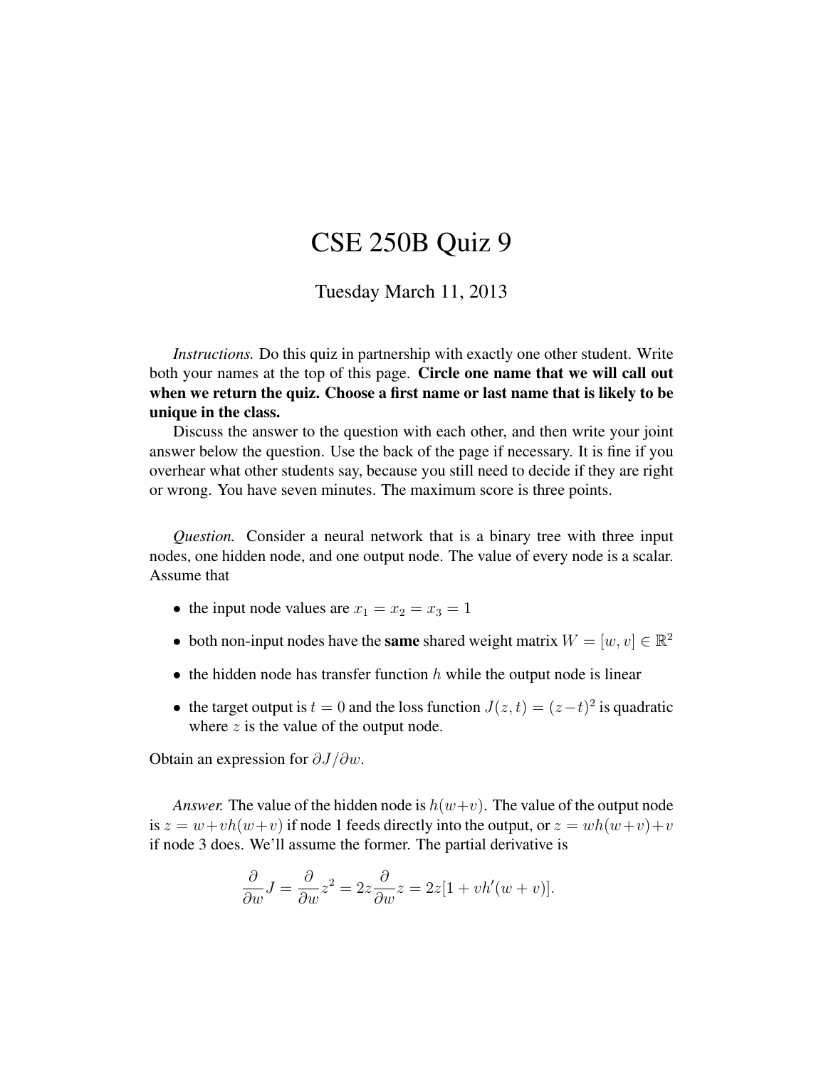# CSE 250B Quiz 9

Tuesday March 11, 2013

*Instructions.* Do this quiz in partnership with exactly one other student. Write both your names at the top of this page. **Circle one name that we will call out when we return the quiz. Choose a first name or last name that is likely to be unique in the class.**

Discuss the answer to the question with each other, and then write your joint answer below the question. Use the back of the page if necessary. It is fine if you overhear what other students say, because you still need to decide if they are right or wrong. You have seven minutes. The maximum score is three points.

*Question.* Consider a neural network that is a binary tree with three input nodes, one hidden node, and one output node. The value of every node is a scalar. Assume that

- the input node values are $x_1 = x_2 = x_3 = 1$
- both non-input nodes have the **same** shared weight matrix $W = [w, v] \in \mathbb{R}^2$
- the hidden node has transfer function $h$ while the output node is linear
- the target output is $t = 0$ and the loss function $J(z, t) = (z - t)^2$ is quadratic where $z$ is the value of the output node.

Obtain an expression for $\partial J / \partial w$.

*Answer.* The value of the hidden node is $h(w+v)$. The value of the output node is $z = w + vh(w+v)$ if node 1 feeds directly into the output, or $z = wh(w+v) + v$ if node 3 does. We'll assume the former. The partial derivative is

$$\frac{\partial}{\partial w} J = \frac{\partial}{\partial w} z^2 = 2z \frac{\partial}{\partial w} z = 2z[1 + vh'(w+v)].$$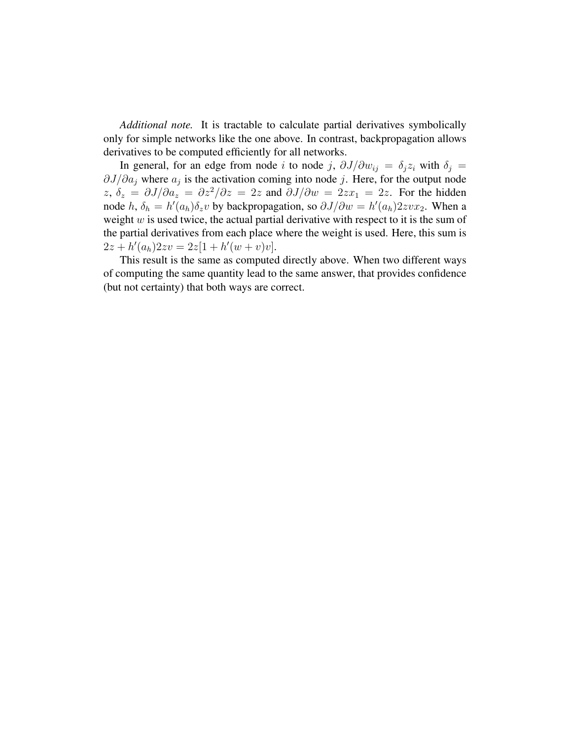*Additional note.* It is tractable to calculate partial derivatives symbolically only for simple networks like the one above. In contrast, backpropagation allows derivatives to be computed efficiently for all networks.

In general, for an edge from node $i$ to node $j$, $\partial J / \partial w_{ij} = \delta_j z_i$ with $\delta_j = \partial J / \partial a_j$ where $a_j$ is the activation coming into node $j$. Here, for the output node $z$, $\delta_z = \partial J / \partial a_z = \partial z^2 / \partial z = 2z$ and $\partial J / \partial w = 2z x_1 = 2z$. For the hidden node $h$, $\delta_h = h'(a_h) \delta_z v$ by backpropagation, so $\partial J / \partial w = h'(a_h) 2 z v x_2$. When a weight $w$ is used twice, the actual partial derivative with respect to it is the sum of the partial derivatives from each place where the weight is used. Here, this sum is $2z + h'(a_h) 2 z v = 2z[1 + h'(w + v) v]$.

This result is the same as computed directly above. When two different ways of computing the same quantity lead to the same answer, that provides confidence (but not certainty) that both ways are correct.